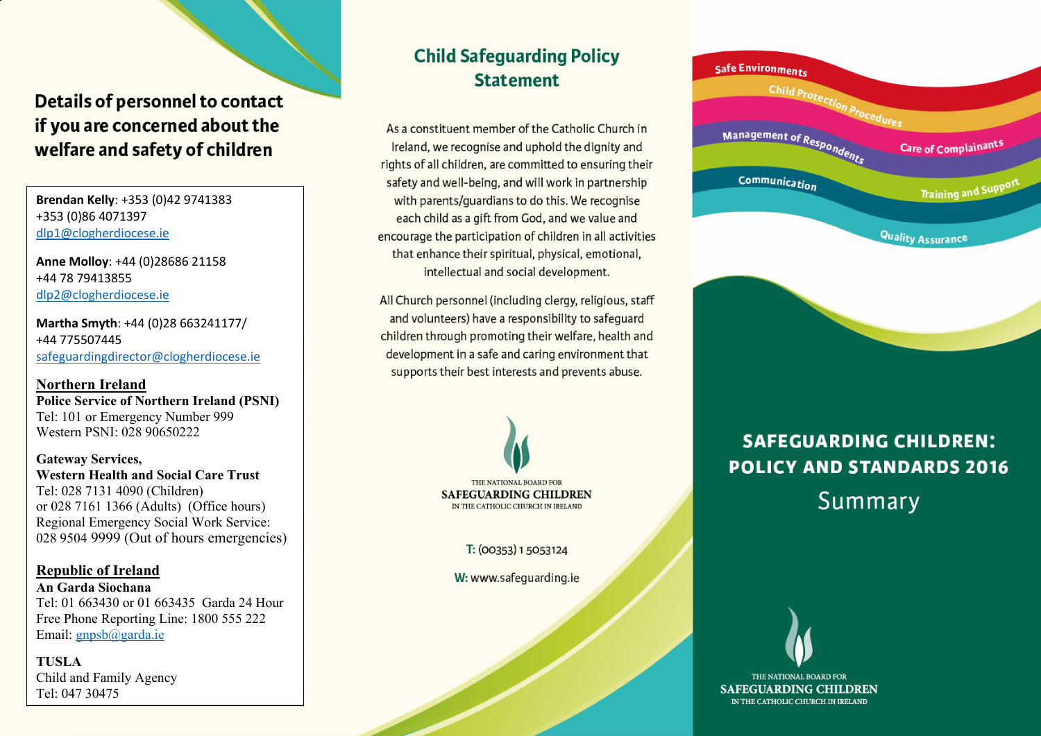## Details of personnel to contact if you are concerned about the welfare and safety of children

**Brendan Kelly**: +353 (0)42 9741383
+353 (0)86 4071397
dlp1@clogherdiocese.ie

**Anne Molloy**: +44 (0)28686 21158
+44 78 79413855
dlp2@clogherdiocese.ie

**Martha Smyth**: +44 (0)28 663241177/
+44 775507445
safeguardingdirector@clogherdiocese.ie

**Northern Ireland**
**Police Service of Northern Ireland (PSNI)**
Tel: 101 or Emergency Number 999
Western PSNI: 028 90650222

**Gateway Services,**
**Western Health and Social Care Trust**
Tel: 028 7131 4090 (Children)
or 028 7161 1366 (Adults) (Office hours)
Regional Emergency Social Work Service:
028 9504 9999 (Out of hours emergencies)

**Republic of Ireland**
**An Garda Siochana**
Tel: 01 663430 or 01 663435 Garda 24 Hour
Free Phone Reporting Line: 1800 555 222
Email: gnpsb@garda.ie

**TUSLA**
Child and Family Agency
Tel: 047 30475

## Child Safeguarding Policy Statement

As a constituent member of the Catholic Church in Ireland, we recognise and uphold the dignity and rights of all children, are committed to ensuring their safety and well-being, and will work in partnership with parents/guardians to do this. We recognise each child as a gift from God, and we value and encourage the participation of children in all activities that enhance their spiritual, physical, emotional, intellectual and social development.

All Church personnel (including clergy, religious, staff and volunteers) have a responsibility to safeguard children through promoting their welfare, health and development in a safe and caring environment that supports their best interests and prevents abuse.

THE NATIONAL BOARD FOR
SAFEGUARDING CHILDREN
IN THE CATHOLIC CHURCH IN IRELAND

**T:** (00353) 1 5053124

**W:** www.safeguarding.ie

Safe Environments
Child Protection Procedures
Management of Respondents
Care of Complainants
Communication
Training and Support
Quality Assurance

# SAFEGUARDING CHILDREN: POLICY AND STANDARDS 2016

## Summary

THE NATIONAL BOARD FOR
SAFEGUARDING CHILDREN
IN THE CATHOLIC CHURCH IN IRELAND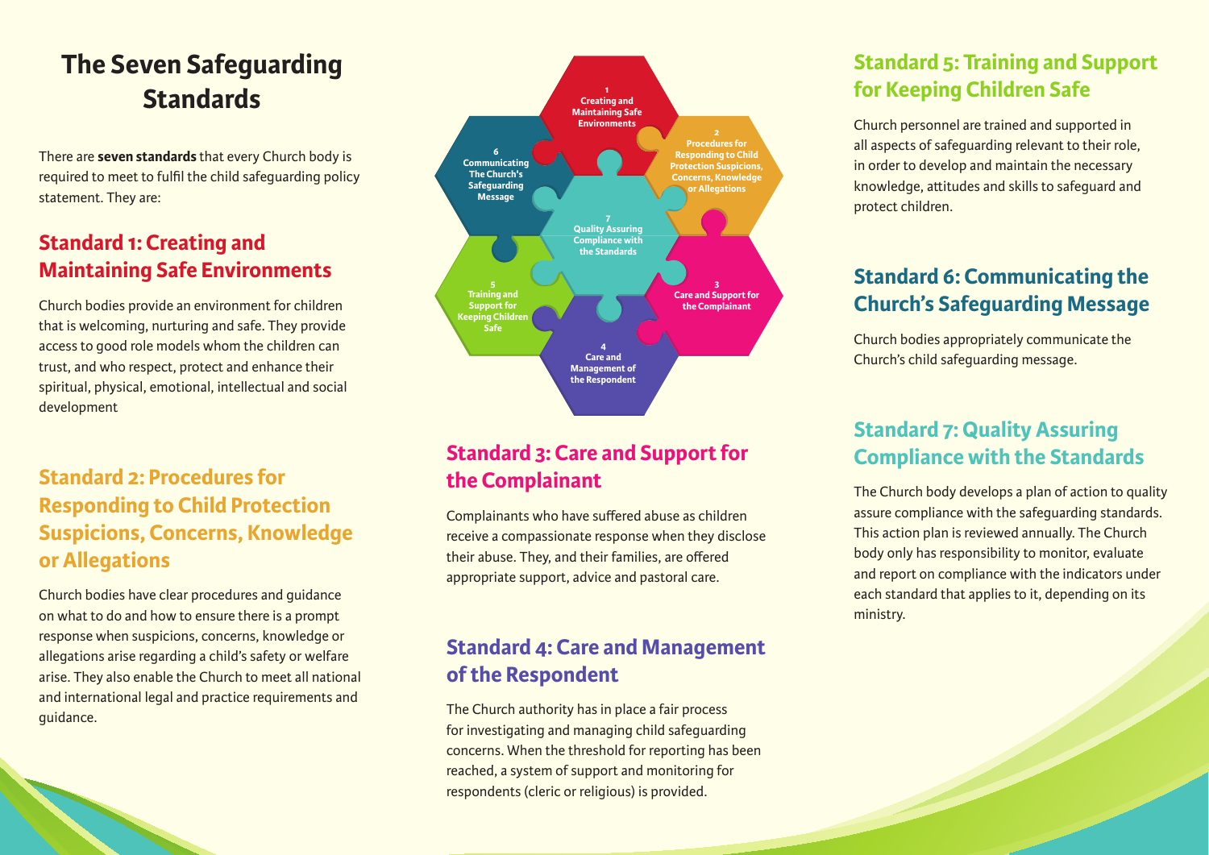# The Seven Safeguarding Standards

There are **seven standards** that every Church body is required to meet to fulfil the child safeguarding policy statement. They are:

1
Creating and Maintaining Safe Environments

2
Procedures for Responding to Child Protection Suspicions, Concerns, Knowledge or Allegations

3
Care and Support for the Complainant

4
Care and Management of the Respondent

5
Training and Support for Keeping Children Safe

6
Communicating The Church's Safeguarding Message

7
Quality Assuring Compliance with the Standards

## Standard 1: Creating and Maintaining Safe Environments

Church bodies provide an environment for children that is welcoming, nurturing and safe. They provide access to good role models whom the children can trust, and who respect, protect and enhance their spiritual, physical, emotional, intellectual and social development

## Standard 2: Procedures for Responding to Child Protection Suspicions, Concerns, Knowledge or Allegations

Church bodies have clear procedures and guidance on what to do and how to ensure there is a prompt response when suspicions, concerns, knowledge or allegations arise regarding a child's safety or welfare arise. They also enable the Church to meet all national and international legal and practice requirements and guidance.

## Standard 3: Care and Support for the Complainant

Complainants who have suffered abuse as children receive a compassionate response when they disclose their abuse. They, and their families, are offered appropriate support, advice and pastoral care.

## Standard 4: Care and Management of the Respondent

The Church authority has in place a fair process for investigating and managing child safeguarding concerns. When the threshold for reporting has been reached, a system of support and monitoring for respondents (cleric or religious) is provided.

## Standard 5: Training and Support for Keeping Children Safe

Church personnel are trained and supported in all aspects of safeguarding relevant to their role, in order to develop and maintain the necessary knowledge, attitudes and skills to safeguard and protect children.

## Standard 6: Communicating the Church's Safeguarding Message

Church bodies appropriately communicate the Church's child safeguarding message.

## Standard 7: Quality Assuring Compliance with the Standards

The Church body develops a plan of action to quality assure compliance with the safeguarding standards. This action plan is reviewed annually. The Church body only has responsibility to monitor, evaluate and report on compliance with the indicators under each standard that applies to it, depending on its ministry.